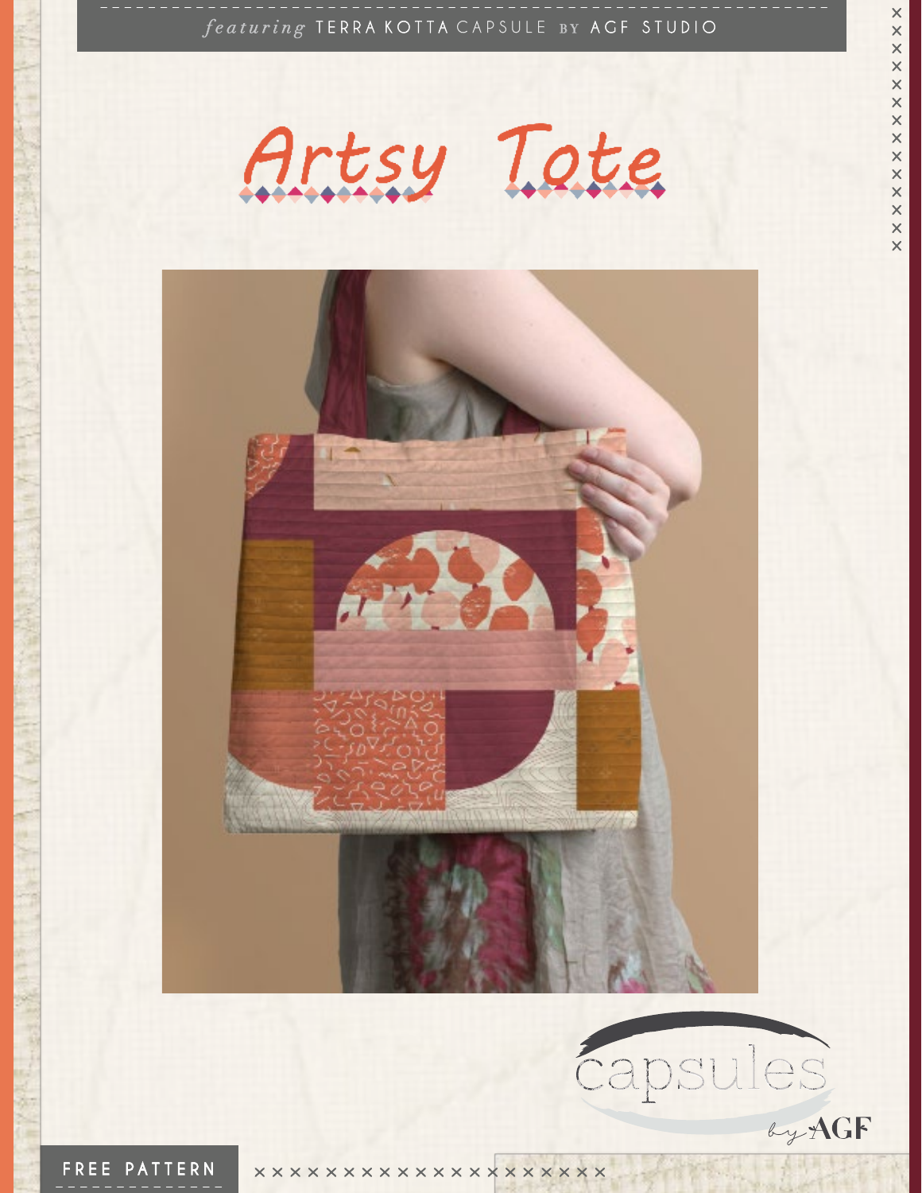*featuring* TERRA KOTTA CAPSULE BY AGF STUDIO

# Artsy Tote

capsules by AGF

FREE PATTERN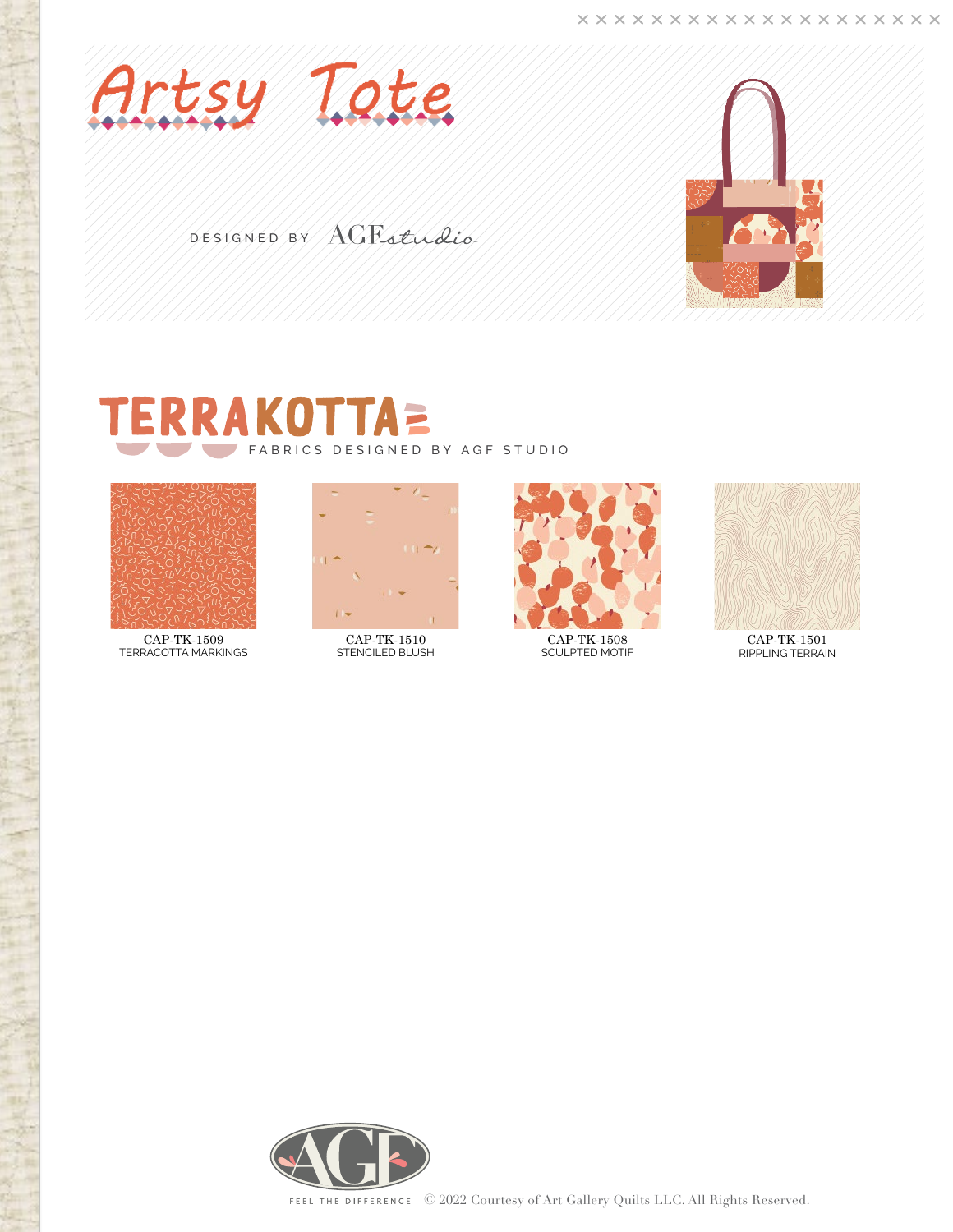# Artsy Tote

DESIGNED BY AGF studio

## TERRAKOTTA

FABRICS DESIGNED BY AGF STUDIO

CAP-TK-1509
TERRACOTTA MARKINGS

CAP-TK-1510
STENCILED BLUSH

CAP-TK-1508
SCULPTED MOTIF

CAP-TK-1501
RIPPLING TERRAIN

FEEL THE DIFFERENCE © 2022 Courtesy of Art Gallery Quilts LLC. All Rights Reserved.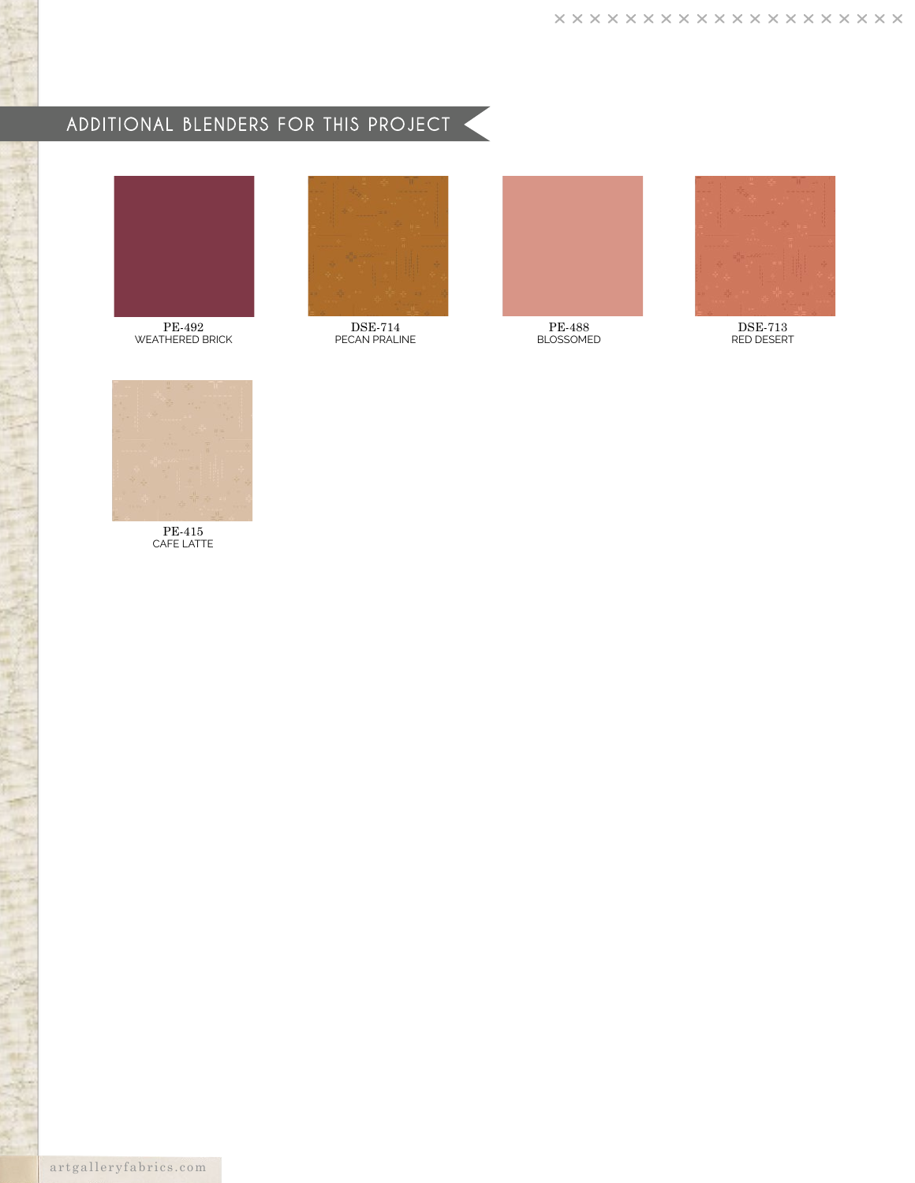## ADDITIONAL BLENDERS FOR THIS PROJECT

PE-492
WEATHERED BRICK

DSE-714
PECAN PRALINE

PE-488
BLOSSOMED

DSE-713
RED DESERT

PE-415
CAFE LATTE

artgalleryfabrics.com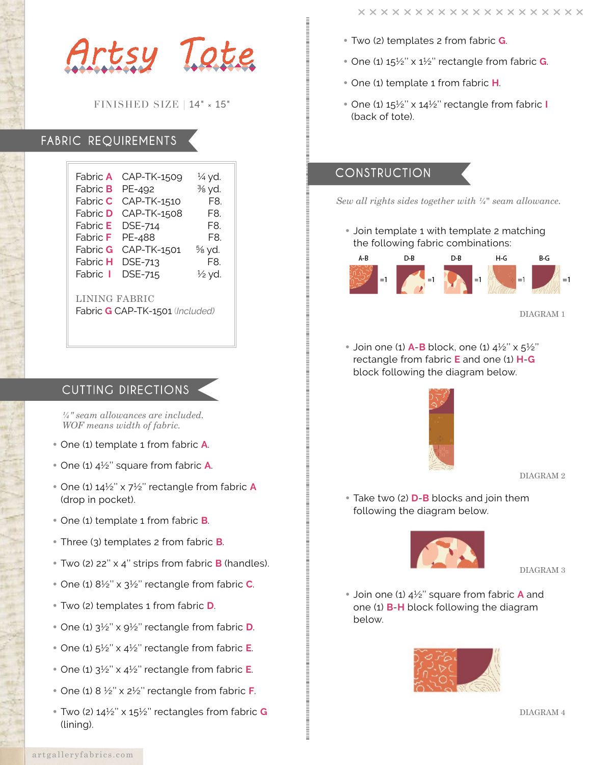# Artsy Tote

FINISHED SIZE | 14" × 15"

## FABRIC REQUIREMENTS

| | | |
|---|---|---|
| Fabric **A** | CAP-TK-1509 | ¼ yd. |
| Fabric **B** | PE-492 | ⅜ yd. |
| Fabric **C** | CAP-TK-1510 | F8. |
| Fabric **D** | CAP-TK-1508 | F8. |
| Fabric **E** | DSE-714 | F8. |
| Fabric **F** | PE-488 | F8. |
| Fabric **G** | CAP-TK-1501 | ⅝ yd. |
| Fabric **H** | DSE-713 | F8. |
| Fabric **I** | DSE-715 | ½ yd. |

LINING FABRIC

Fabric **G** CAP-TK-1501 *(Included)*

## CUTTING DIRECTIONS

*¼" seam allowances are included.*
*WOF means width of fabric.*

- One (1) template 1 from fabric **A**.
- One (1) 4½" square from fabric **A**.
- One (1) 14½" x 7½" rectangle from fabric **A** (drop in pocket).
- One (1) template 1 from fabric **B**.
- Three (3) templates 2 from fabric **B**.
- Two (2) 22" x 4" strips from fabric **B** (handles).
- One (1) 8½" x 3½" rectangle from fabric **C**.
- Two (2) templates 1 from fabric **D**.
- One (1) 3½" x 9½" rectangle from fabric **D**.
- One (1) 5½" x 4½" rectangle from fabric **E**.
- One (1) 3½" x 4½" rectangle from fabric **E**.
- One (1) 8 ½" x 2½" rectangle from fabric **F**.
- Two (2) 14½" x 15½" rectangles from fabric **G** (lining).
- Two (2) templates 2 from fabric **G**.
- One (1) 15½" x 1½" rectangle from fabric **G**.
- One (1) template 1 from fabric **H**.
- One (1) 15½" x 14½" rectangle from fabric **I** (back of tote).

## CONSTRUCTION

*Sew all rights sides together with ¼" seam allowance.*

- Join template 1 with template 2 matching the following fabric combinations:

A-B =1 D-B =1 D-B =1 H-G =1 B-G =1

DIAGRAM 1

- Join one (1) **A-B** block, one (1) 4½" x 5½" rectangle from fabric **E** and one (1) **H-G** block following the diagram below.

DIAGRAM 2

- Take two (2) **D-B** blocks and join them following the diagram below.

DIAGRAM 3

- Join one (1) 4½" square from fabric **A** and one (1) **B-H** block following the diagram below.

DIAGRAM 4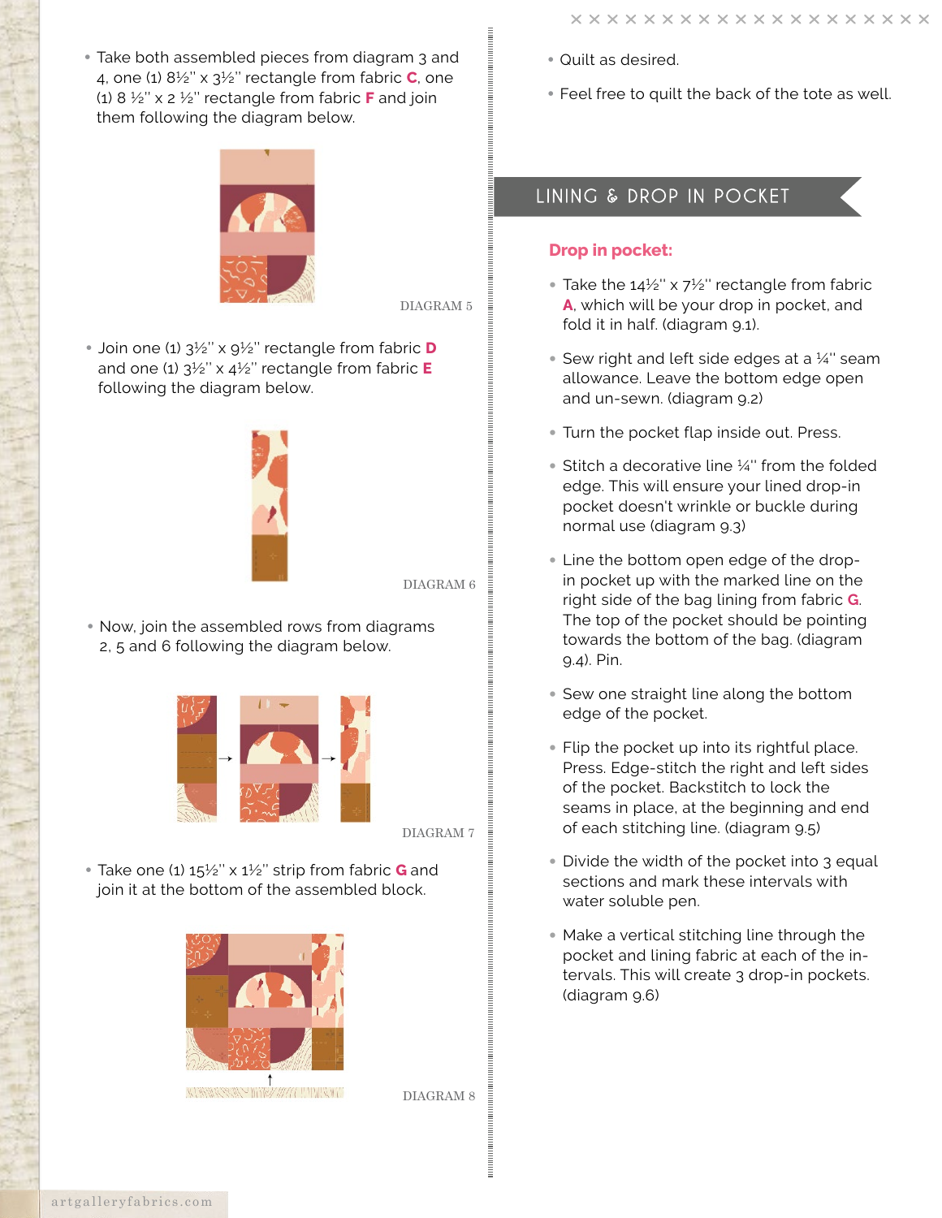- Take both assembled pieces from diagram 3 and 4, one (1) 8½" x 3½" rectangle from fabric **C**, one (1) 8 ½" x 2 ½" rectangle from fabric **F** and join them following the diagram below.

DIAGRAM 5

- Join one (1) 3½" x 9½" rectangle from fabric **D** and one (1) 3½" x 4½" rectangle from fabric **E** following the diagram below.

DIAGRAM 6

- Now, join the assembled rows from diagrams 2, 5 and 6 following the diagram below.

DIAGRAM 7

- Take one (1) 15½" x 1½" strip from fabric **G** and join it at the bottom of the assembled block.

DIAGRAM 8

- Quilt as desired.
- Feel free to quilt the back of the tote as well.

## LINING & DROP IN POCKET

### Drop in pocket:

- Take the 14½" x 7½" rectangle from fabric **A**, which will be your drop in pocket, and fold it in half. (diagram 9.1).
- Sew right and left side edges at a ¼" seam allowance. Leave the bottom edge open and un-sewn. (diagram 9.2)
- Turn the pocket flap inside out. Press.
- Stitch a decorative line ¼" from the folded edge. This will ensure your lined drop-in pocket doesn't wrinkle or buckle during normal use (diagram 9.3)
- Line the bottom open edge of the drop-in pocket up with the marked line on the right side of the bag lining from fabric **G**. The top of the pocket should be pointing towards the bottom of the bag. (diagram 9.4). Pin.
- Sew one straight line along the bottom edge of the pocket.
- Flip the pocket up into its rightful place. Press. Edge-stitch the right and left sides of the pocket. Backstitch to lock the seams in place, at the beginning and end of each stitching line. (diagram 9.5)
- Divide the width of the pocket into 3 equal sections and mark these intervals with water soluble pen.
- Make a vertical stitching line through the pocket and lining fabric at each of the intervals. This will create 3 drop-in pockets. (diagram 9.6)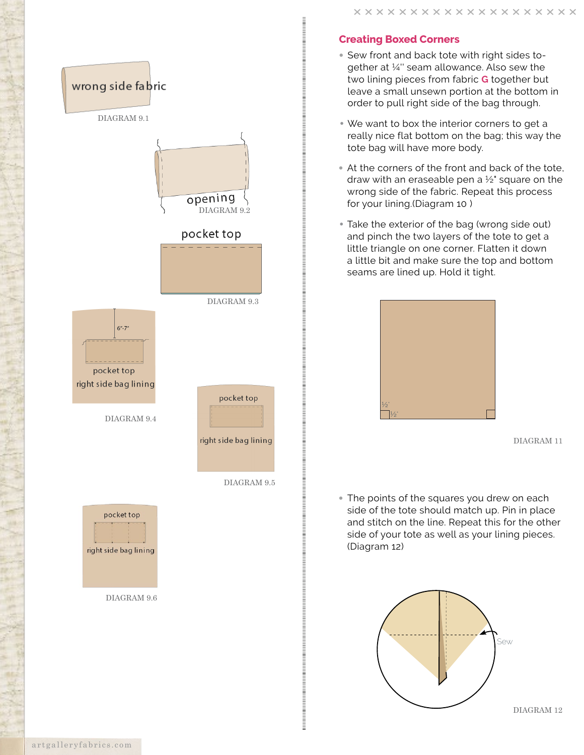wrong side fabric

DIAGRAM 9.1

opening

DIAGRAM 9.2

pocket top

DIAGRAM 9.3

6"-7"

pocket top

right side bag lining

DIAGRAM 9.4

pocket top

right side bag lining

DIAGRAM 9.5

pocket top

right side bag lining

DIAGRAM 9.6

## Creating Boxed Corners

- Sew front and back tote with right sides together at ¼'' seam allowance. Also sew the two lining pieces from fabric **G** together but leave a small unsewn portion at the bottom in order to pull right side of the bag through.

- We want to box the interior corners to get a really nice flat bottom on the bag; this way the tote bag will have more body.

- At the corners of the front and back of the tote, draw with an eraseable pen a ½" square on the wrong side of the fabric. Repeat this process for your lining.(Diagram 10 )

- Take the exterior of the bag (wrong side out) and pinch the two layers of the tote to get a little triangle on one corner. Flatten it down a little bit and make sure the top and bottom seams are lined up. Hold it tight.

½"

½"

DIAGRAM 11

- The points of the squares you drew on each side of the tote should match up. Pin in place and stitch on the line. Repeat this for the other side of your tote as well as your lining pieces. (Diagram 12)

Sew

DIAGRAM 12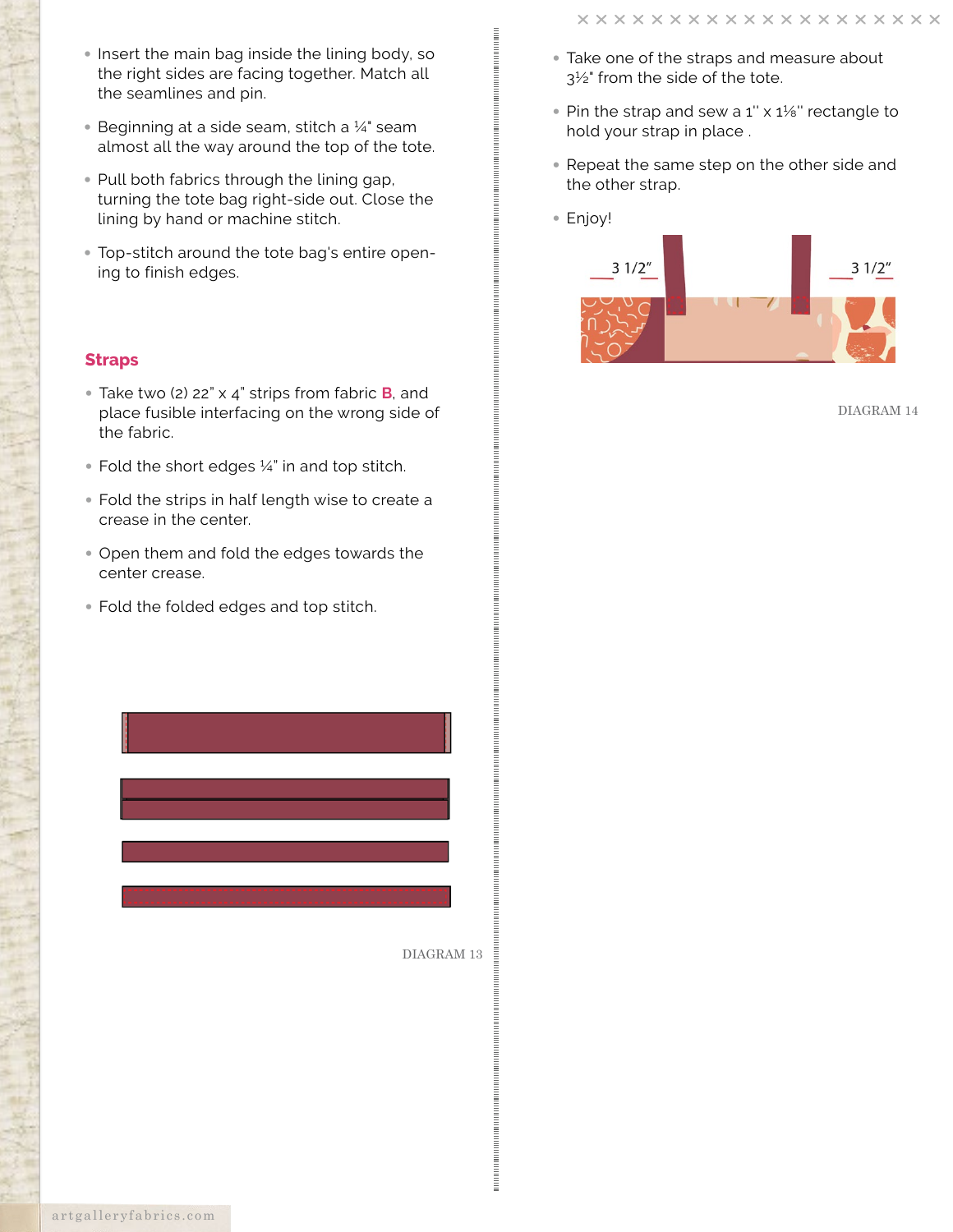- Insert the main bag inside the lining body, so the right sides are facing together. Match all the seamlines and pin.
- Beginning at a side seam, stitch a ¼" seam almost all the way around the top of the tote.
- Pull both fabrics through the lining gap, turning the tote bag right-side out. Close the lining by hand or machine stitch.
- Top-stitch around the tote bag's entire opening to finish edges.

## Straps

- Take two (2) 22" x 4" strips from fabric **B**, and place fusible interfacing on the wrong side of the fabric.
- Fold the short edges ¼" in and top stitch.
- Fold the strips in half length wise to create a crease in the center.
- Open them and fold the edges towards the center crease.
- Fold the folded edges and top stitch.

DIAGRAM 13

- Take one of the straps and measure about 3½" from the side of the tote.
- Pin the strap and sew a 1" x 1⅛" rectangle to hold your strap in place .
- Repeat the same step on the other side and the other strap.
- Enjoy!

3 1/2"     3 1/2"

DIAGRAM 14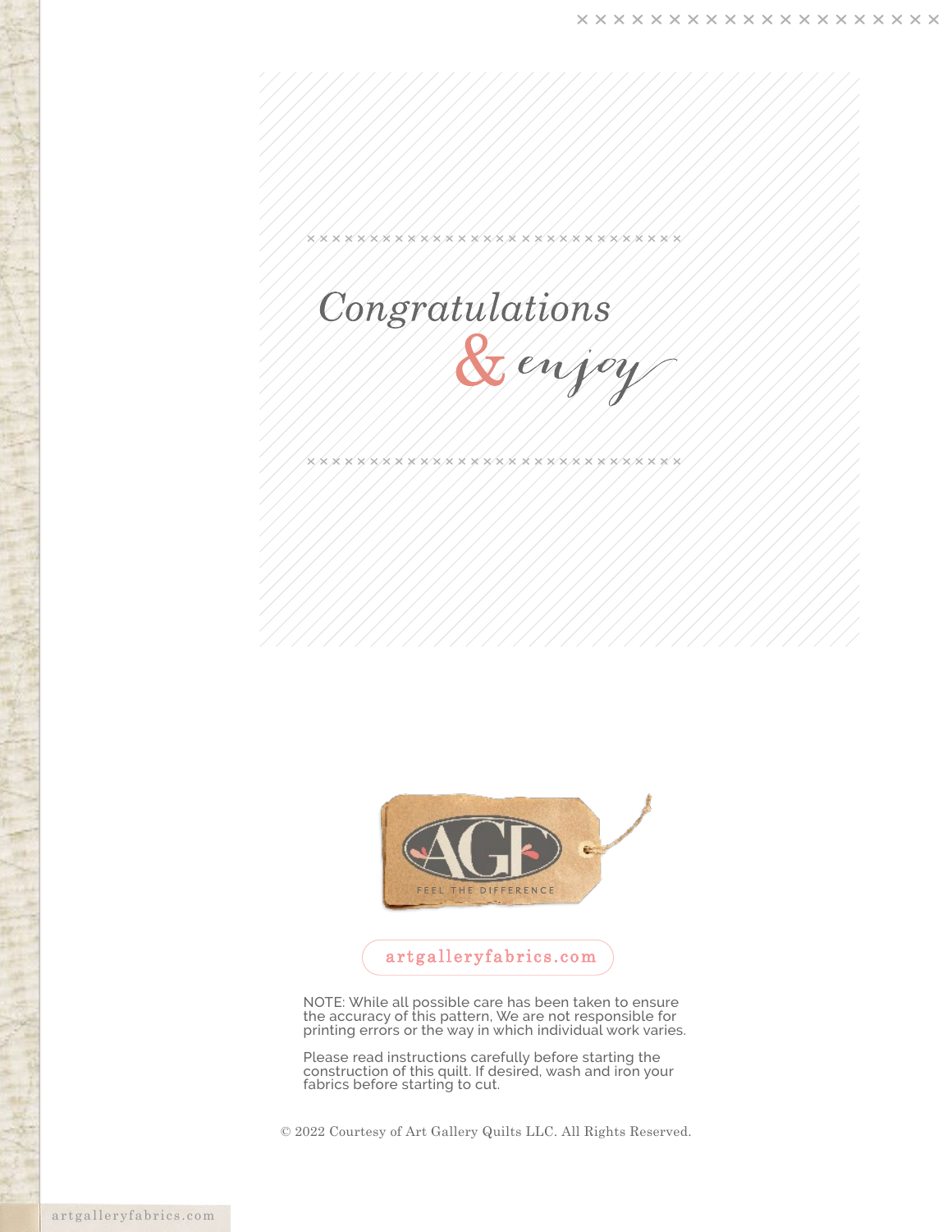# Congratulations & enjoy

FEEL THE DIFFERENCE

artgalleryfabrics.com

NOTE: While all possible care has been taken to ensure the accuracy of this pattern, We are not responsible for printing errors or the way in which individual work varies.

Please read instructions carefully before starting the construction of this quilt. If desired, wash and iron your fabrics before starting to cut.

© 2022 Courtesy of Art Gallery Quilts LLC. All Rights Reserved.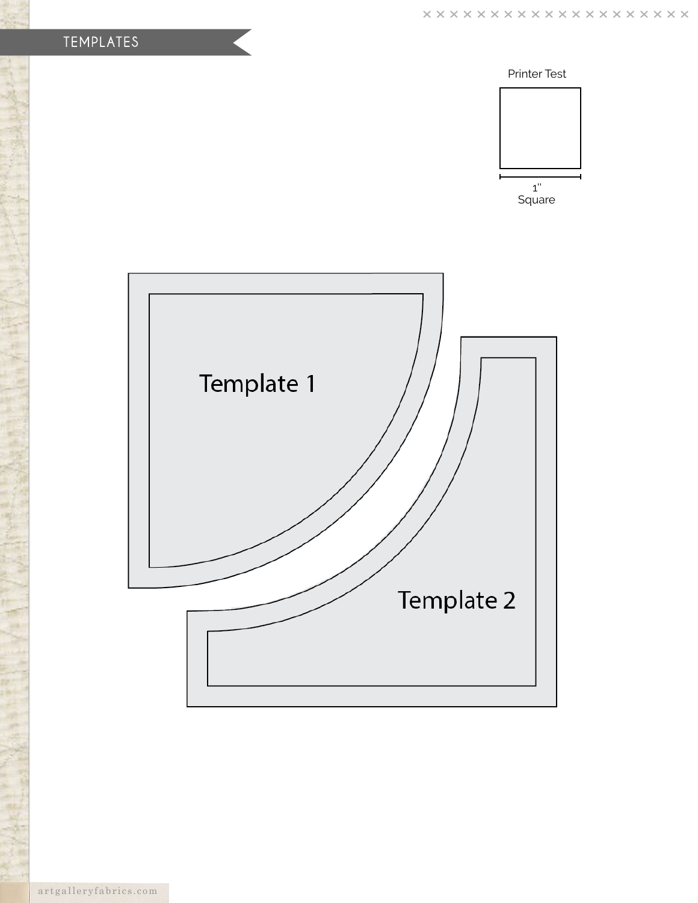# TEMPLATES

Printer Test

1"
Square

Template 1

Template 2